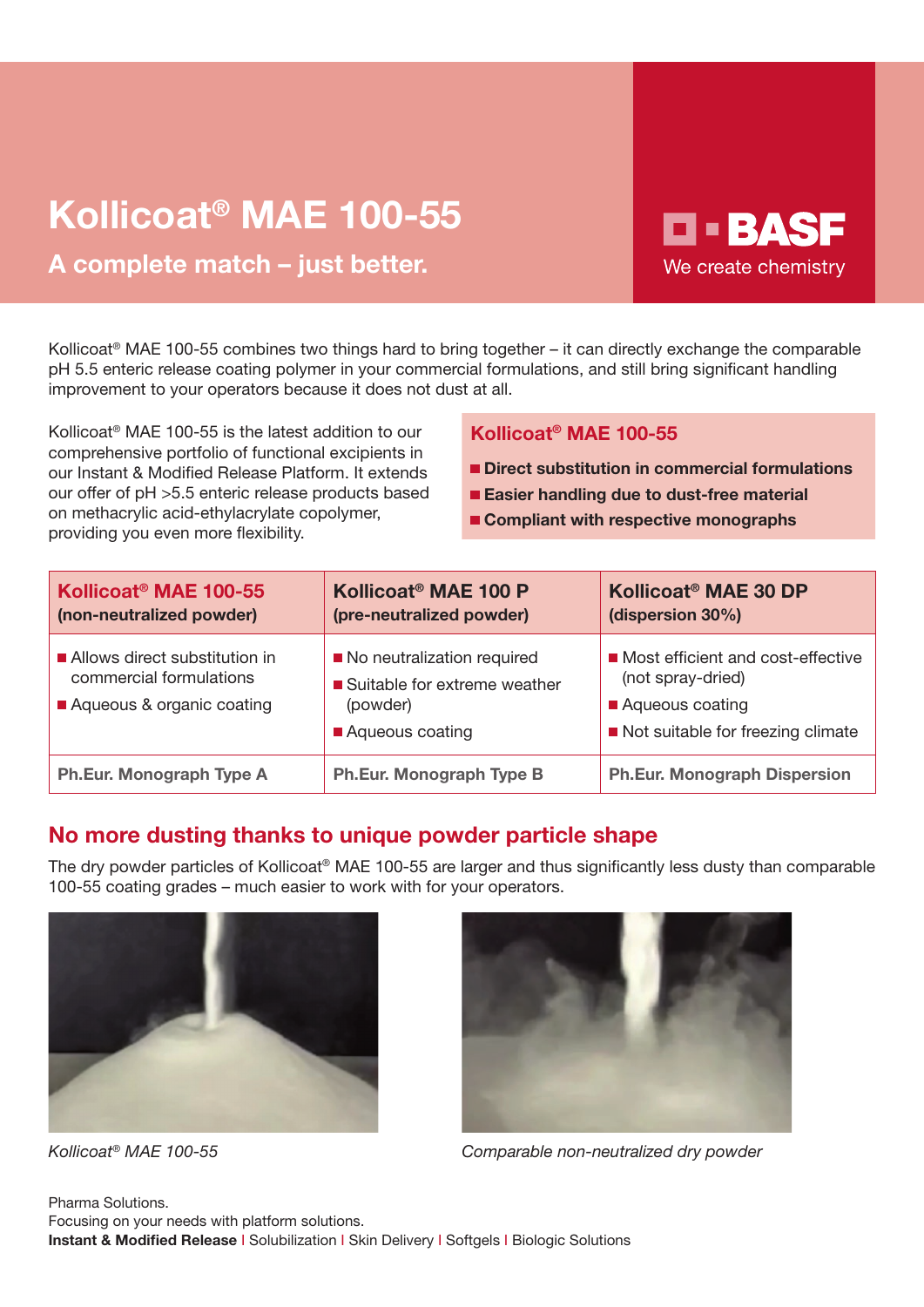# Kollicoat® MAE 100-55

## A complete match – just better.

BASF
We create chemistry

Kollicoat® MAE 100-55 combines two things hard to bring together – it can directly exchange the comparable pH 5.5 enteric release coating polymer in your commercial formulations, and still bring significant handling improvement to your operators because it does not dust at all.

Kollicoat® MAE 100-55 is the latest addition to our comprehensive portfolio of functional excipients in our Instant & Modified Release Platform. It extends our offer of pH >5.5 enteric release products based on methacrylic acid-ethylacrylate copolymer, providing you even more flexibility.

**Kollicoat® MAE 100-55**

- **Direct substitution in commercial formulations**
- **Easier handling due to dust-free material**
- **Compliant with respective monographs**

| **Kollicoat® MAE 100-55 (non-neutralized powder)** | **Kollicoat® MAE 100 P (pre-neutralized powder)** | **Kollicoat® MAE 30 DP (dispersion 30%)** |
|---|---|---|
| ■ Allows direct substitution in commercial formulations<br>■ Aqueous & organic coating | ■ No neutralization required<br>■ Suitable for extreme weather (powder)<br>■ Aqueous coating | ■ Most efficient and cost-effective (not spray-dried)<br>■ Aqueous coating<br>■ Not suitable for freezing climate |
| **Ph.Eur. Monograph Type A** | **Ph.Eur. Monograph Type B** | **Ph.Eur. Monograph Dispersion** |

## No more dusting thanks to unique powder particle shape

The dry powder particles of Kollicoat® MAE 100-55 are larger and thus significantly less dusty than comparable 100-55 coating grades – much easier to work with for your operators.

*Kollicoat® MAE 100-55*

*Comparable non-neutralized dry powder*

Pharma Solutions.
Focusing on your needs with platform solutions.
**Instant & Modified Release** | Solubilization | Skin Delivery | Softgels | Biologic Solutions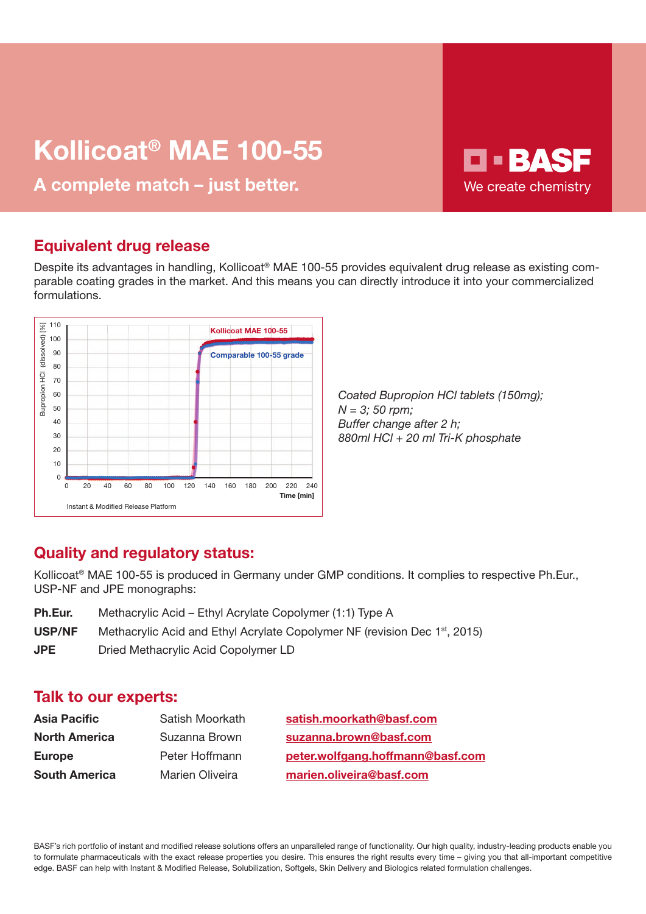# Kollicoat® MAE 100-55

**A complete match – just better.**

BASF

We create chemistry

## Equivalent drug release

Despite its advantages in handling, Kollicoat® MAE 100-55 provides equivalent drug release as existing comparable coating grades in the market. And this means you can directly introduce it into your commercialized formulations.

Bupropion HCl (dissolved) [%]

110
100
90
80
70
60
50
40
30
20
10
0

0 20 40 60 80 100 120 140 160 180 200 220 240

Time [min]

Kollicoat MAE 100-55

Comparable 100-55 grade

Instant & Modified Release Platform

*Coated Bupropion HCl tablets (150mg);*
*N = 3; 50 rpm;*
*Buffer change after 2 h;*
*880ml HCl + 20 ml Tri-K phosphate*

## Quality and regulatory status:

Kollicoat® MAE 100-55 is produced in Germany under GMP conditions. It complies to respective Ph.Eur., USP-NF and JPE monographs:

| | |
|---|---|
| **Ph.Eur.** | Methacrylic Acid – Ethyl Acrylate Copolymer (1:1) Type A |
| **USP/NF** | Methacrylic Acid and Ethyl Acrylate Copolymer NF (revision Dec 1st, 2015) |
| **JPE** | Dried Methacrylic Acid Copolymer LD |

## Talk to our experts:

| | | |
|---|---|---|
| **Asia Pacific** | Satish Moorkath | satish.moorkath@basf.com |
| **North America** | Suzanna Brown | suzanna.brown@basf.com |
| **Europe** | Peter Hoffmann | peter.wolfgang.hoffmann@basf.com |
| **South America** | Marien Oliveira | marien.oliveira@basf.com |

BASF's rich portfolio of instant and modified release solutions offers an unparalleled range of functionality. Our high quality, industry-leading products enable you to formulate pharmaceuticals with the exact release properties you desire. This ensures the right results every time – giving you that all-important competitive edge. BASF can help with Instant & Modified Release, Solubilization, Softgels, Skin Delivery and Biologics related formulation challenges.